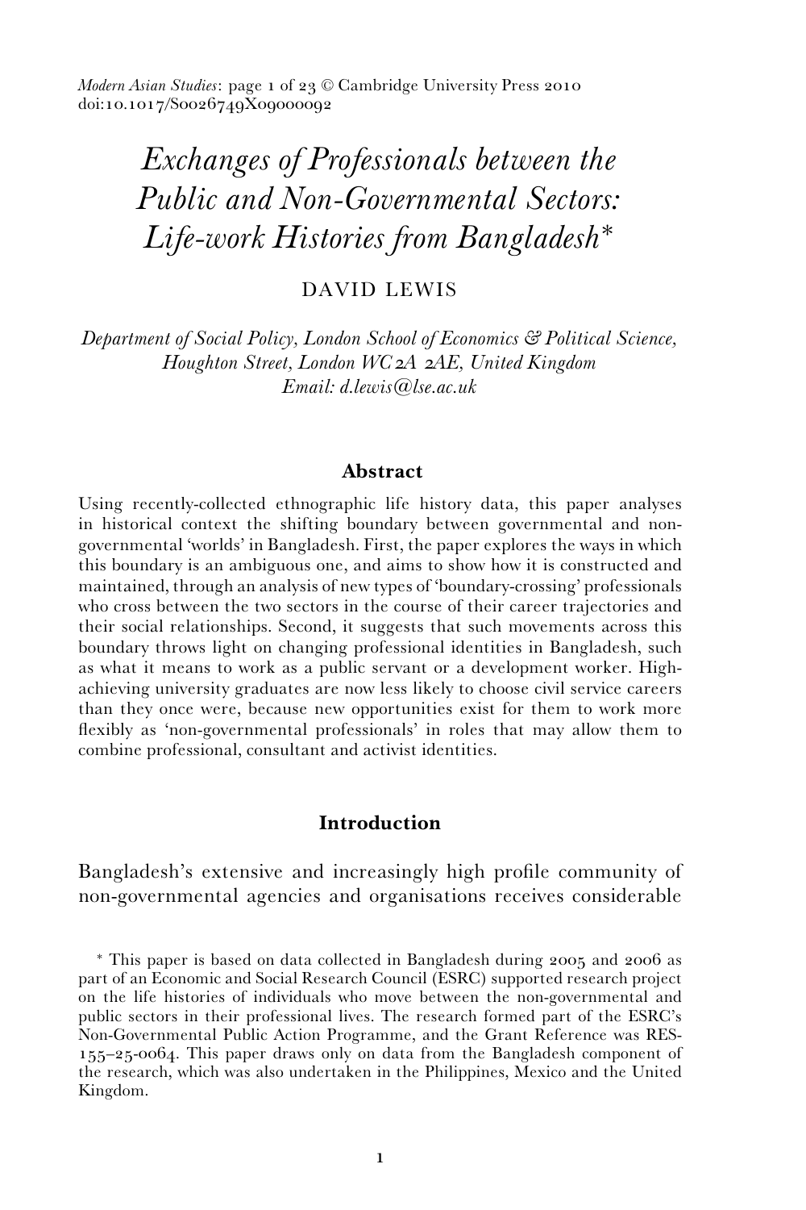# *Exchanges of Professionals between the Public and Non-Governmental Sectors: Life-work Histories from Bangladesh*\*

DAVID LEWIS

*Department of Social Policy, London School of Economics & Political Science, Houghton Street, London WC2A 2AE, United Kingdom*
*Email: d.lewis@lse.ac.uk*

## Abstract

Using recently-collected ethnographic life history data, this paper analyses in historical context the shifting boundary between governmental and non-governmental 'worlds' in Bangladesh. First, the paper explores the ways in which this boundary is an ambiguous one, and aims to show how it is constructed and maintained, through an analysis of new types of 'boundary-crossing' professionals who cross between the two sectors in the course of their career trajectories and their social relationships. Second, it suggests that such movements across this boundary throws light on changing professional identities in Bangladesh, such as what it means to work as a public servant or a development worker. High-achieving university graduates are now less likely to choose civil service careers than they once were, because new opportunities exist for them to work more flexibly as 'non-governmental professionals' in roles that may allow them to combine professional, consultant and activist identities.

## Introduction

Bangladesh's extensive and increasingly high profile community of non-governmental agencies and organisations receives considerable

\* This paper is based on data collected in Bangladesh during 2005 and 2006 as part of an Economic and Social Research Council (ESRC) supported research project on the life histories of individuals who move between the non-governmental and public sectors in their professional lives. The research formed part of the ESRC's Non-Governmental Public Action Programme, and the Grant Reference was RES-155-25-0064. This paper draws only on data from the Bangladesh component of the research, which was also undertaken in the Philippines, Mexico and the United Kingdom.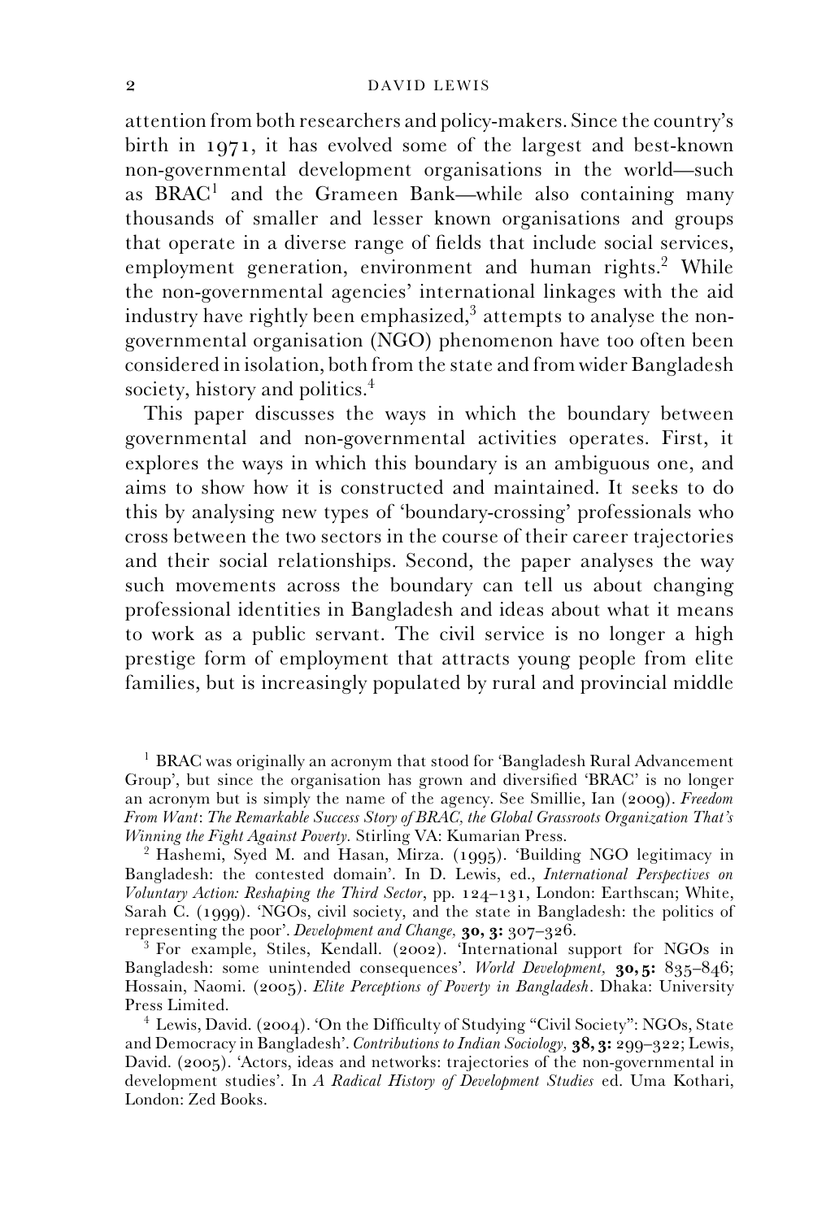attention from both researchers and policy-makers. Since the country's birth in 1971, it has evolved some of the largest and best-known non-governmental development organisations in the world—such as BRAC[1] and the Grameen Bank—while also containing many thousands of smaller and lesser known organisations and groups that operate in a diverse range of fields that include social services, employment generation, environment and human rights.[2] While the non-governmental agencies' international linkages with the aid industry have rightly been emphasized,[3] attempts to analyse the non-governmental organisation (NGO) phenomenon have too often been considered in isolation, both from the state and from wider Bangladesh society, history and politics.[4]

This paper discusses the ways in which the boundary between governmental and non-governmental activities operates. First, it explores the ways in which this boundary is an ambiguous one, and aims to show how it is constructed and maintained. It seeks to do this by analysing new types of 'boundary-crossing' professionals who cross between the two sectors in the course of their career trajectories and their social relationships. Second, the paper analyses the way such movements across the boundary can tell us about changing professional identities in Bangladesh and ideas about what it means to work as a public servant. The civil service is no longer a high prestige form of employment that attracts young people from elite families, but is increasingly populated by rural and provincial middle

[1] BRAC was originally an acronym that stood for 'Bangladesh Rural Advancement Group', but since the organisation has grown and diversified 'BRAC' is no longer an acronym but is simply the name of the agency. See Smillie, Ian (2009). *Freedom From Want*: *The Remarkable Success Story of BRAC, the Global Grassroots Organization That's Winning the Fight Against Poverty*. Stirling VA: Kumarian Press.

[2] Hashemi, Syed M. and Hasan, Mirza. (1995). 'Building NGO legitimacy in Bangladesh: the contested domain'. In D. Lewis, ed., *International Perspectives on Voluntary Action: Reshaping the Third Sector*, pp. 124–131, London: Earthscan; White, Sarah C. (1999). 'NGOs, civil society, and the state in Bangladesh: the politics of representing the poor'. *Development and Change,* **30, 3:** 307–326.

[3] For example, Stiles, Kendall. (2002). 'International support for NGOs in Bangladesh: some unintended consequences'. *World Development,* **30, 5:** 835–846; Hossain, Naomi. (2005). *Elite Perceptions of Poverty in Bangladesh*. Dhaka: University Press Limited.

[4] Lewis, David. (2004). 'On the Difficulty of Studying "Civil Society": NGOs, State and Democracy in Bangladesh'. *Contributions to Indian Sociology,* **38, 3:** 299–322; Lewis, David. (2005). 'Actors, ideas and networks: trajectories of the non-governmental in development studies'. In *A Radical History of Development Studies* ed. Uma Kothari, London: Zed Books.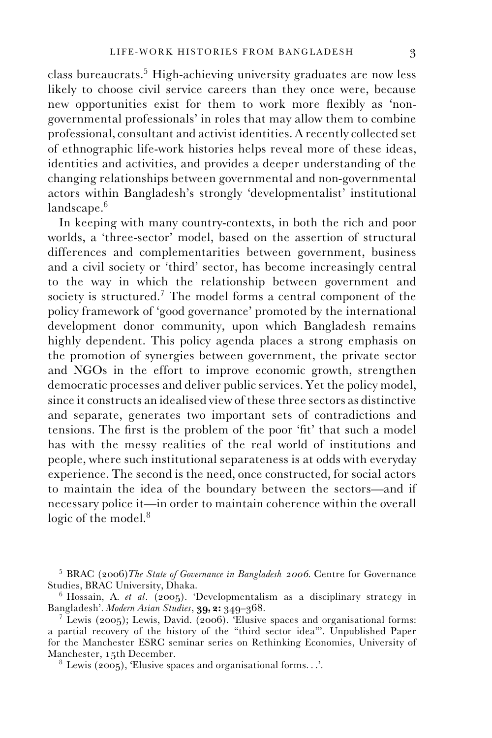class bureaucrats.[5] High-achieving university graduates are now less likely to choose civil service careers than they once were, because new opportunities exist for them to work more flexibly as 'non-governmental professionals' in roles that may allow them to combine professional, consultant and activist identities. A recently collected set of ethnographic life-work histories helps reveal more of these ideas, identities and activities, and provides a deeper understanding of the changing relationships between governmental and non-governmental actors within Bangladesh's strongly 'developmentalist' institutional landscape.[6]

In keeping with many country-contexts, in both the rich and poor worlds, a 'three-sector' model, based on the assertion of structural differences and complementarities between government, business and a civil society or 'third' sector, has become increasingly central to the way in which the relationship between government and society is structured.[7] The model forms a central component of the policy framework of 'good governance' promoted by the international development donor community, upon which Bangladesh remains highly dependent. This policy agenda places a strong emphasis on the promotion of synergies between government, the private sector and NGOs in the effort to improve economic growth, strengthen democratic processes and deliver public services. Yet the policy model, since it constructs an idealised view of these three sectors as distinctive and separate, generates two important sets of contradictions and tensions. The first is the problem of the poor 'fit' that such a model has with the messy realities of the real world of institutions and people, where such institutional separateness is at odds with everyday experience. The second is the need, once constructed, for social actors to maintain the idea of the boundary between the sectors—and if necessary police it—in order to maintain coherence within the overall logic of the model.[8]

---

[5] BRAC (2006)*The State of Governance in Bangladesh 2006*. Centre for Governance Studies, BRAC University, Dhaka.

[6] Hossain, A. *et al*. (2005). 'Developmentalism as a disciplinary strategy in Bangladesh'. *Modern Asian Studies*, **39, 2:** 349–368.

[7] Lewis (2005); Lewis, David. (2006). 'Elusive spaces and organisational forms: a partial recovery of the history of the "third sector idea"'. Unpublished Paper for the Manchester ESRC seminar series on Rethinking Economies, University of Manchester, 15th December.

[8] Lewis (2005), 'Elusive spaces and organisational forms. . .'.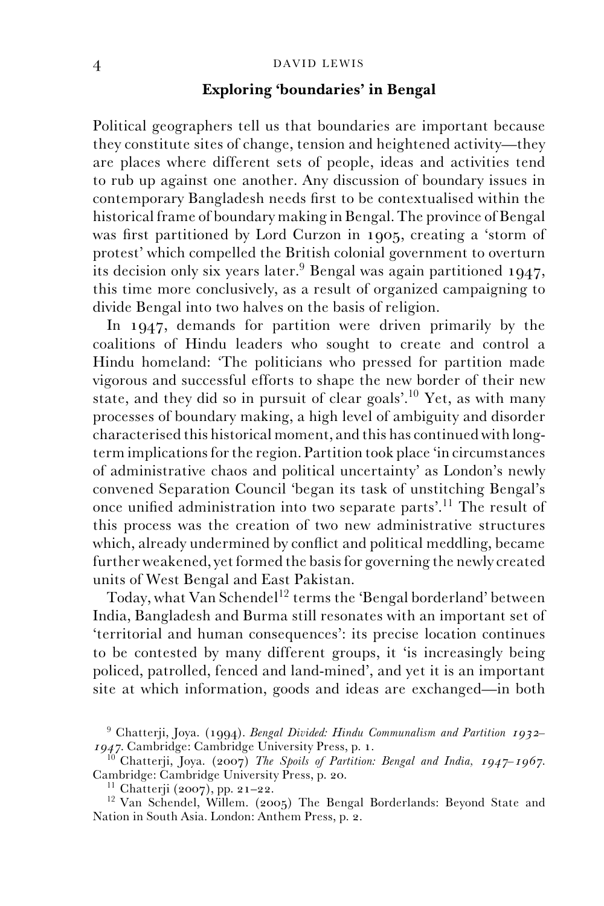## Exploring 'boundaries' in Bengal

Political geographers tell us that boundaries are important because they constitute sites of change, tension and heightened activity—they are places where different sets of people, ideas and activities tend to rub up against one another. Any discussion of boundary issues in contemporary Bangladesh needs first to be contextualised within the historical frame of boundary making in Bengal. The province of Bengal was first partitioned by Lord Curzon in 1905, creating a 'storm of protest' which compelled the British colonial government to overturn its decision only six years later.[9] Bengal was again partitioned 1947, this time more conclusively, as a result of organized campaigning to divide Bengal into two halves on the basis of religion.

In 1947, demands for partition were driven primarily by the coalitions of Hindu leaders who sought to create and control a Hindu homeland: 'The politicians who pressed for partition made vigorous and successful efforts to shape the new border of their new state, and they did so in pursuit of clear goals'.[10] Yet, as with many processes of boundary making, a high level of ambiguity and disorder characterised this historical moment, and this has continued with long-term implications for the region. Partition took place 'in circumstances of administrative chaos and political uncertainty' as London's newly convened Separation Council 'began its task of unstitching Bengal's once unified administration into two separate parts'.[11] The result of this process was the creation of two new administrative structures which, already undermined by conflict and political meddling, became further weakened, yet formed the basis for governing the newly created units of West Bengal and East Pakistan.

Today, what Van Schendel[12] terms the 'Bengal borderland' between India, Bangladesh and Burma still resonates with an important set of 'territorial and human consequences': its precise location continues to be contested by many different groups, it 'is increasingly being policed, patrolled, fenced and land-mined', and yet it is an important site at which information, goods and ideas are exchanged—in both

[9] Chatterji, Joya. (1994). *Bengal Divided: Hindu Communalism and Partition 1932–1947*. Cambridge: Cambridge University Press, p. 1.

[10] Chatterji, Joya. (2007) *The Spoils of Partition: Bengal and India, 1947–1967*. Cambridge: Cambridge University Press, p. 20.

[11] Chatterji (2007), pp. 21–22.

[12] Van Schendel, Willem. (2005) The Bengal Borderlands: Beyond State and Nation in South Asia. London: Anthem Press, p. 2.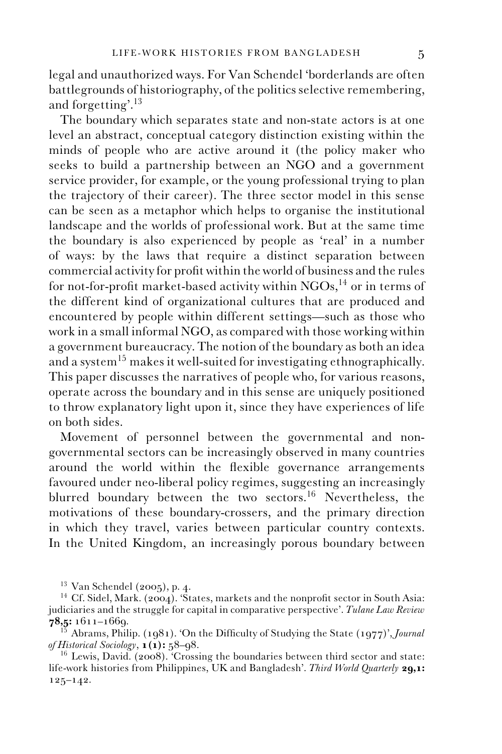legal and unauthorized ways. For Van Schendel 'borderlands are often battlegrounds of historiography, of the politics selective remembering, and forgetting'.[13]

The boundary which separates state and non-state actors is at one level an abstract, conceptual category distinction existing within the minds of people who are active around it (the policy maker who seeks to build a partnership between an NGO and a government service provider, for example, or the young professional trying to plan the trajectory of their career). The three sector model in this sense can be seen as a metaphor which helps to organise the institutional landscape and the worlds of professional work. But at the same time the boundary is also experienced by people as 'real' in a number of ways: by the laws that require a distinct separation between commercial activity for profit within the world of business and the rules for not-for-profit market-based activity within NGOs,[14] or in terms of the different kind of organizational cultures that are produced and encountered by people within different settings—such as those who work in a small informal NGO, as compared with those working within a government bureaucracy. The notion of the boundary as both an idea and a system[15] makes it well-suited for investigating ethnographically. This paper discusses the narratives of people who, for various reasons, operate across the boundary and in this sense are uniquely positioned to throw explanatory light upon it, since they have experiences of life on both sides.

Movement of personnel between the governmental and non-governmental sectors can be increasingly observed in many countries around the world within the flexible governance arrangements favoured under neo-liberal policy regimes, suggesting an increasingly blurred boundary between the two sectors.[16] Nevertheless, the motivations of these boundary-crossers, and the primary direction in which they travel, varies between particular country contexts. In the United Kingdom, an increasingly porous boundary between

[13] Van Schendel (2005), p. 4.

[14] Cf. Sidel, Mark. (2004). 'States, markets and the nonprofit sector in South Asia: judiciaries and the struggle for capital in comparative perspective'. *Tulane Law Review* **78,5:** 1611–1669.

[15] Abrams, Philip. (1981). 'On the Difficulty of Studying the State (1977)', *Journal of Historical Sociology*, **1 (1):** 58–98.

[16] Lewis, David. (2008). 'Crossing the boundaries between third sector and state: life-work histories from Philippines, UK and Bangladesh'. *Third World Quarterly* **29,1:** 125–142.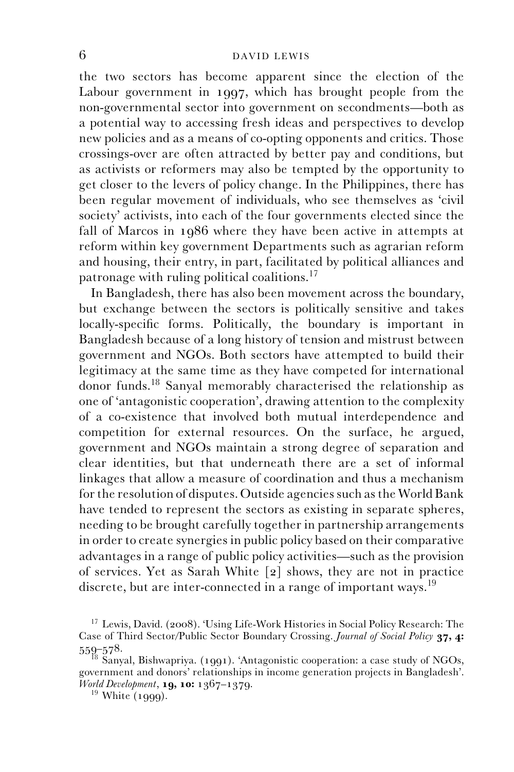the two sectors has become apparent since the election of the Labour government in 1997, which has brought people from the non-governmental sector into government on secondments—both as a potential way to accessing fresh ideas and perspectives to develop new policies and as a means of co-opting opponents and critics. Those crossings-over are often attracted by better pay and conditions, but as activists or reformers may also be tempted by the opportunity to get closer to the levers of policy change. In the Philippines, there has been regular movement of individuals, who see themselves as 'civil society' activists, into each of the four governments elected since the fall of Marcos in 1986 where they have been active in attempts at reform within key government Departments such as agrarian reform and housing, their entry, in part, facilitated by political alliances and patronage with ruling political coalitions.[17]

In Bangladesh, there has also been movement across the boundary, but exchange between the sectors is politically sensitive and takes locally-specific forms. Politically, the boundary is important in Bangladesh because of a long history of tension and mistrust between government and NGOs. Both sectors have attempted to build their legitimacy at the same time as they have competed for international donor funds.[18] Sanyal memorably characterised the relationship as one of 'antagonistic cooperation', drawing attention to the complexity of a co-existence that involved both mutual interdependence and competition for external resources. On the surface, he argued, government and NGOs maintain a strong degree of separation and clear identities, but that underneath there are a set of informal linkages that allow a measure of coordination and thus a mechanism for the resolution of disputes. Outside agencies such as the World Bank have tended to represent the sectors as existing in separate spheres, needing to be brought carefully together in partnership arrangements in order to create synergies in public policy based on their comparative advantages in a range of public policy activities—such as the provision of services. Yet as Sarah White [2] shows, they are not in practice discrete, but are inter-connected in a range of important ways.[19]

[17] Lewis, David. (2008). 'Using Life-Work Histories in Social Policy Research: The Case of Third Sector/Public Sector Boundary Crossing. *Journal of Social Policy* **37, 4:** 559–578.

[18] Sanyal, Bishwapriya. (1991). 'Antagonistic cooperation: a case study of NGOs, government and donors' relationships in income generation projects in Bangladesh'. *World Development*, **19, 10:** 1367–1379.

[19] White (1999).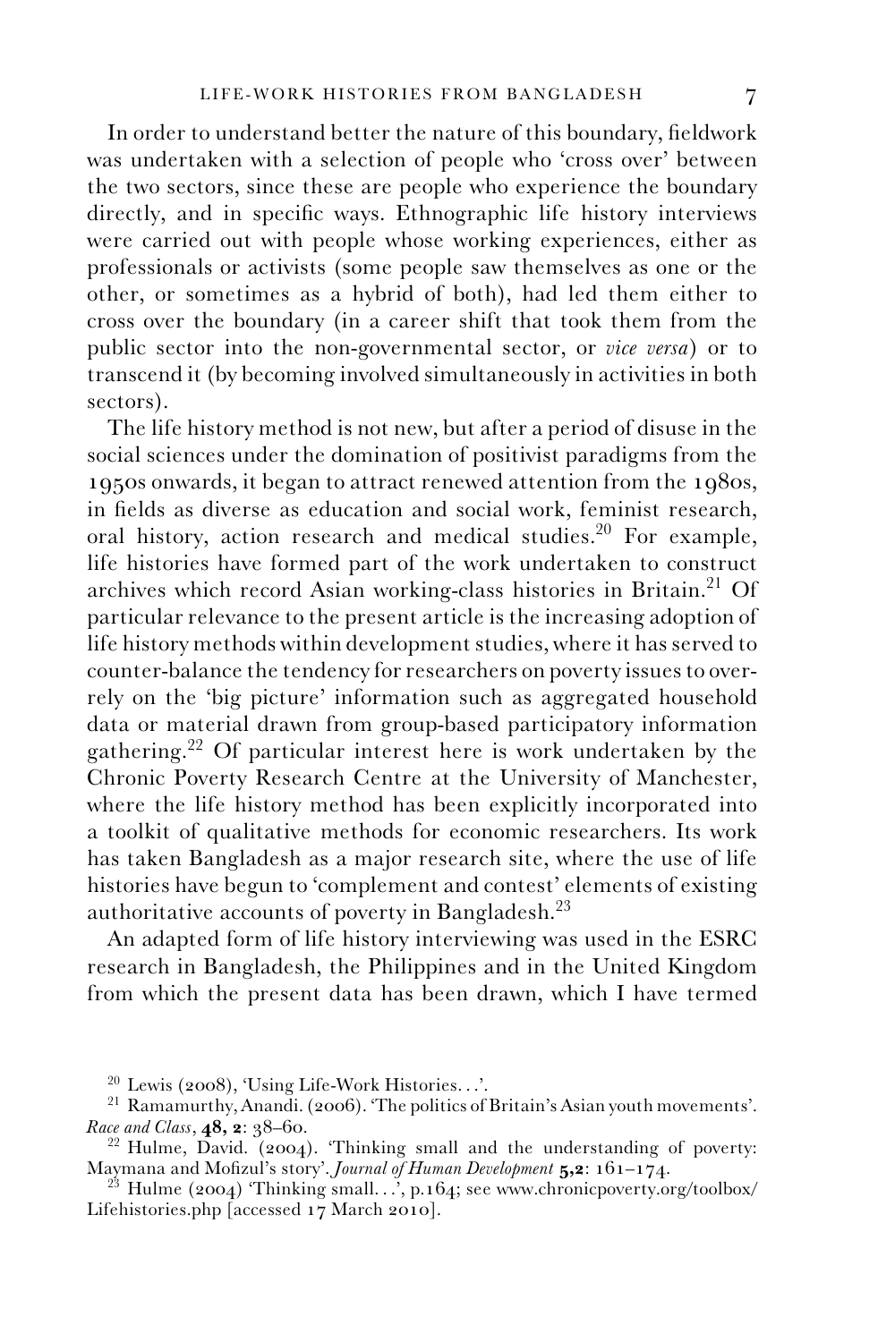In order to understand better the nature of this boundary, fieldwork was undertaken with a selection of people who 'cross over' between the two sectors, since these are people who experience the boundary directly, and in specific ways. Ethnographic life history interviews were carried out with people whose working experiences, either as professionals or activists (some people saw themselves as one or the other, or sometimes as a hybrid of both), had led them either to cross over the boundary (in a career shift that took them from the public sector into the non-governmental sector, or *vice versa*) or to transcend it (by becoming involved simultaneously in activities in both sectors).

The life history method is not new, but after a period of disuse in the social sciences under the domination of positivist paradigms from the 1950s onwards, it began to attract renewed attention from the 1980s, in fields as diverse as education and social work, feminist research, oral history, action research and medical studies.[20] For example, life histories have formed part of the work undertaken to construct archives which record Asian working-class histories in Britain.[21] Of particular relevance to the present article is the increasing adoption of life history methods within development studies, where it has served to counter-balance the tendency for researchers on poverty issues to over-rely on the 'big picture' information such as aggregated household data or material drawn from group-based participatory information gathering.[22] Of particular interest here is work undertaken by the Chronic Poverty Research Centre at the University of Manchester, where the life history method has been explicitly incorporated into a toolkit of qualitative methods for economic researchers. Its work has taken Bangladesh as a major research site, where the use of life histories have begun to 'complement and contest' elements of existing authoritative accounts of poverty in Bangladesh.[23]

An adapted form of life history interviewing was used in the ESRC research in Bangladesh, the Philippines and in the United Kingdom from which the present data has been drawn, which I have termed

---

[20] Lewis (2008), 'Using Life-Work Histories. . .'.

[21] Ramamurthy, Anandi. (2006). 'The politics of Britain's Asian youth movements'. *Race and Class*, **48, 2**: 38–60.

[22] Hulme, David. (2004). 'Thinking small and the understanding of poverty: Maymana and Mofizul's story'. *Journal of Human Development* **5,2**: 161–174.

[23] Hulme (2004) 'Thinking small. . .', p.164; see www.chronicpoverty.org/toolbox/Lifehistories.php [accessed 17 March 2010].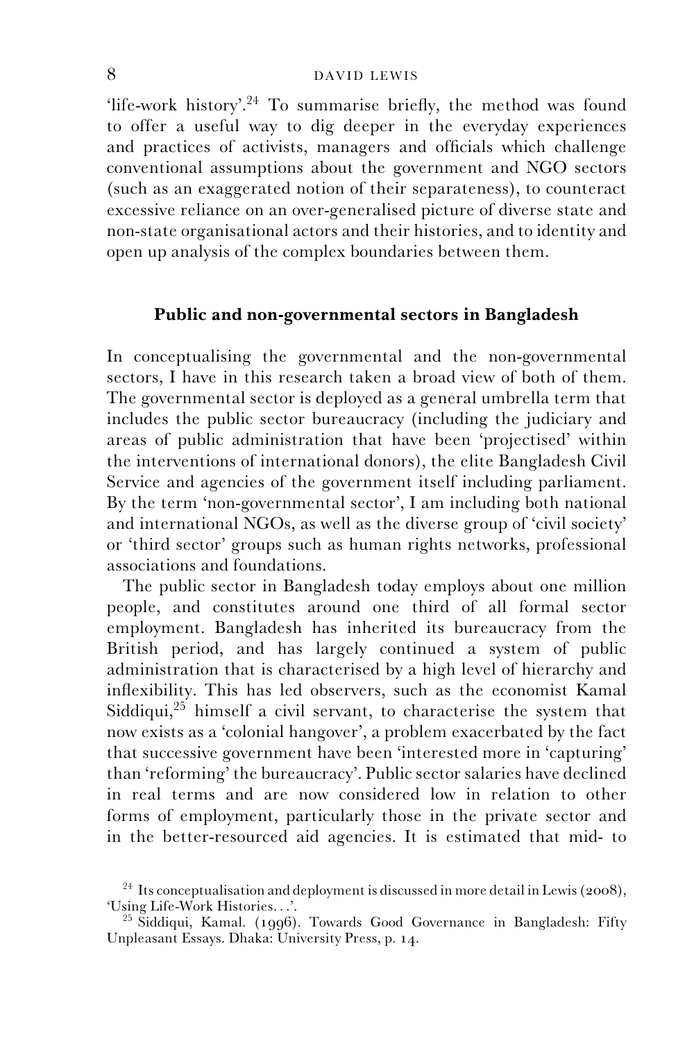'life-work history'.[24] To summarise briefly, the method was found to offer a useful way to dig deeper in the everyday experiences and practices of activists, managers and officials which challenge conventional assumptions about the government and NGO sectors (such as an exaggerated notion of their separateness), to counteract excessive reliance on an over-generalised picture of diverse state and non-state organisational actors and their histories, and to identity and open up analysis of the complex boundaries between them.

## Public and non-governmental sectors in Bangladesh

In conceptualising the governmental and the non-governmental sectors, I have in this research taken a broad view of both of them. The governmental sector is deployed as a general umbrella term that includes the public sector bureaucracy (including the judiciary and areas of public administration that have been 'projectised' within the interventions of international donors), the elite Bangladesh Civil Service and agencies of the government itself including parliament. By the term 'non-governmental sector', I am including both national and international NGOs, as well as the diverse group of 'civil society' or 'third sector' groups such as human rights networks, professional associations and foundations.

The public sector in Bangladesh today employs about one million people, and constitutes around one third of all formal sector employment. Bangladesh has inherited its bureaucracy from the British period, and has largely continued a system of public administration that is characterised by a high level of hierarchy and inflexibility. This has led observers, such as the economist Kamal Siddiqui,[25] himself a civil servant, to characterise the system that now exists as a 'colonial hangover', a problem exacerbated by the fact that successive government have been 'interested more in 'capturing' than 'reforming' the bureaucracy'. Public sector salaries have declined in real terms and are now considered low in relation to other forms of employment, particularly those in the private sector and in the better-resourced aid agencies. It is estimated that mid- to

[24] Its conceptualisation and deployment is discussed in more detail in Lewis (2008), 'Using Life-Work Histories. . .'.

[25] Siddiqui, Kamal. (1996). Towards Good Governance in Bangladesh: Fifty Unpleasant Essays. Dhaka: University Press, p. 14.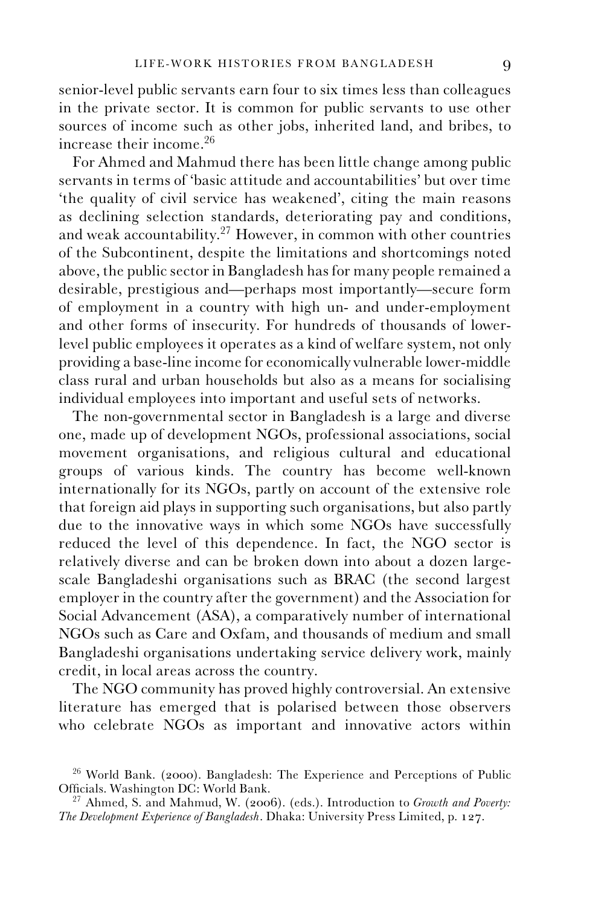senior-level public servants earn four to six times less than colleagues in the private sector. It is common for public servants to use other sources of income such as other jobs, inherited land, and bribes, to increase their income.[26]

For Ahmed and Mahmud there has been little change among public servants in terms of 'basic attitude and accountabilities' but over time 'the quality of civil service has weakened', citing the main reasons as declining selection standards, deteriorating pay and conditions, and weak accountability.[27] However, in common with other countries of the Subcontinent, despite the limitations and shortcomings noted above, the public sector in Bangladesh has for many people remained a desirable, prestigious and—perhaps most importantly—secure form of employment in a country with high un- and under-employment and other forms of insecurity. For hundreds of thousands of lower-level public employees it operates as a kind of welfare system, not only providing a base-line income for economically vulnerable lower-middle class rural and urban households but also as a means for socialising individual employees into important and useful sets of networks.

The non-governmental sector in Bangladesh is a large and diverse one, made up of development NGOs, professional associations, social movement organisations, and religious cultural and educational groups of various kinds. The country has become well-known internationally for its NGOs, partly on account of the extensive role that foreign aid plays in supporting such organisations, but also partly due to the innovative ways in which some NGOs have successfully reduced the level of this dependence. In fact, the NGO sector is relatively diverse and can be broken down into about a dozen large-scale Bangladeshi organisations such as BRAC (the second largest employer in the country after the government) and the Association for Social Advancement (ASA), a comparatively number of international NGOs such as Care and Oxfam, and thousands of medium and small Bangladeshi organisations undertaking service delivery work, mainly credit, in local areas across the country.

The NGO community has proved highly controversial. An extensive literature has emerged that is polarised between those observers who celebrate NGOs as important and innovative actors within

---

[26] World Bank. (2000). Bangladesh: The Experience and Perceptions of Public Officials. Washington DC: World Bank.

[27] Ahmed, S. and Mahmud, W. (2006). (eds.). Introduction to *Growth and Poverty: The Development Experience of Bangladesh*. Dhaka: University Press Limited, p. 127.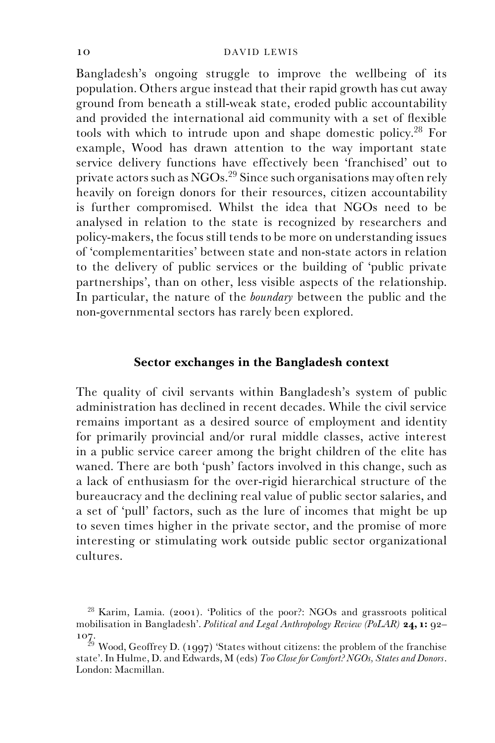Bangladesh's ongoing struggle to improve the wellbeing of its population. Others argue instead that their rapid growth has cut away ground from beneath a still-weak state, eroded public accountability and provided the international aid community with a set of flexible tools with which to intrude upon and shape domestic policy.[28] For example, Wood has drawn attention to the way important state service delivery functions have effectively been 'franchised' out to private actors such as NGOs.[29] Since such organisations may often rely heavily on foreign donors for their resources, citizen accountability is further compromised. Whilst the idea that NGOs need to be analysed in relation to the state is recognized by researchers and policy-makers, the focus still tends to be more on understanding issues of 'complementarities' between state and non-state actors in relation to the delivery of public services or the building of 'public private partnerships', than on other, less visible aspects of the relationship. In particular, the nature of the *boundary* between the public and the non-governmental sectors has rarely been explored.

## Sector exchanges in the Bangladesh context

The quality of civil servants within Bangladesh's system of public administration has declined in recent decades. While the civil service remains important as a desired source of employment and identity for primarily provincial and/or rural middle classes, active interest in a public service career among the bright children of the elite has waned. There are both 'push' factors involved in this change, such as a lack of enthusiasm for the over-rigid hierarchical structure of the bureaucracy and the declining real value of public sector salaries, and a set of 'pull' factors, such as the lure of incomes that might be up to seven times higher in the private sector, and the promise of more interesting or stimulating work outside public sector organizational cultures.

[28] Karim, Lamia. (2001). 'Politics of the poor?: NGOs and grassroots political mobilisation in Bangladesh'. *Political and Legal Anthropology Review (PoLAR)* **24, 1:** 92–107.

[29] Wood, Geoffrey D. (1997) 'States without citizens: the problem of the franchise state'. In Hulme, D. and Edwards, M (eds) *Too Close for Comfort? NGOs, States and Donors*. London: Macmillan.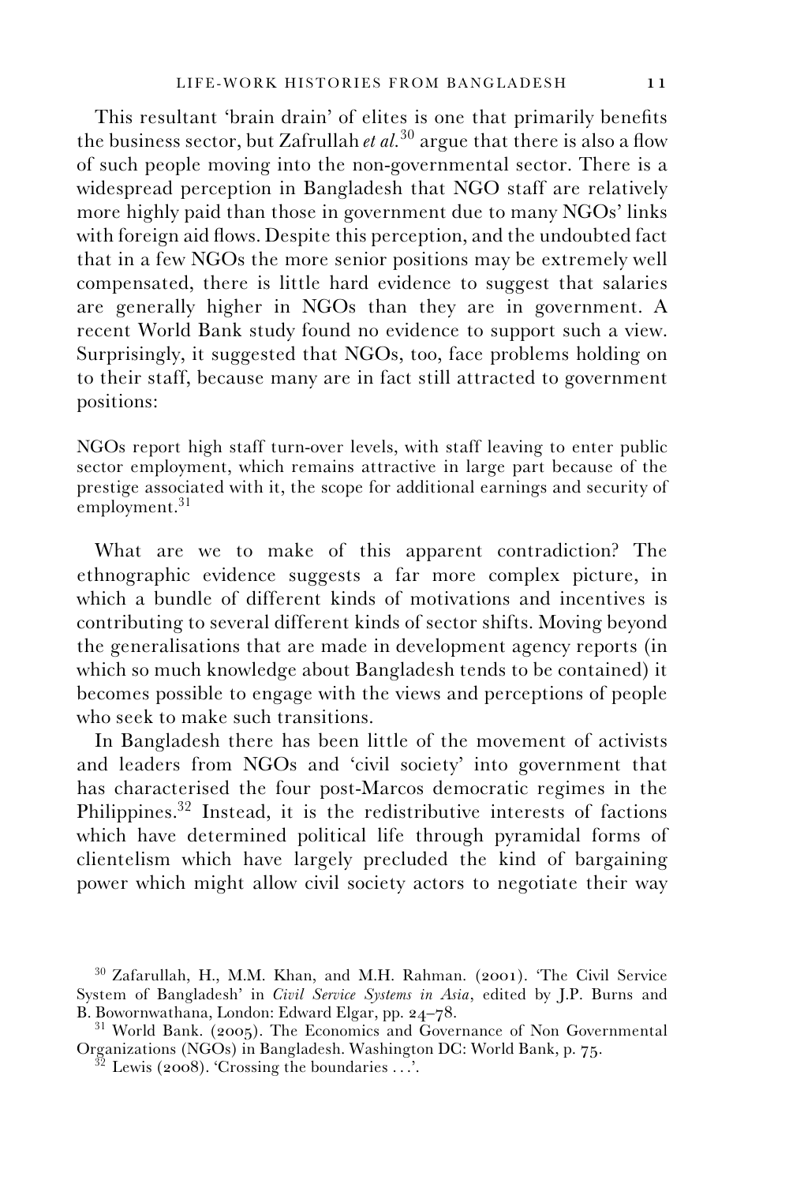This resultant 'brain drain' of elites is one that primarily benefits the business sector, but Zafrullah *et al.*[30] argue that there is also a flow of such people moving into the non-governmental sector. There is a widespread perception in Bangladesh that NGO staff are relatively more highly paid than those in government due to many NGOs' links with foreign aid flows. Despite this perception, and the undoubted fact that in a few NGOs the more senior positions may be extremely well compensated, there is little hard evidence to suggest that salaries are generally higher in NGOs than they are in government. A recent World Bank study found no evidence to support such a view. Surprisingly, it suggested that NGOs, too, face problems holding on to their staff, because many are in fact still attracted to government positions:

> NGOs report high staff turn-over levels, with staff leaving to enter public sector employment, which remains attractive in large part because of the prestige associated with it, the scope for additional earnings and security of employment.[31]

What are we to make of this apparent contradiction? The ethnographic evidence suggests a far more complex picture, in which a bundle of different kinds of motivations and incentives is contributing to several different kinds of sector shifts. Moving beyond the generalisations that are made in development agency reports (in which so much knowledge about Bangladesh tends to be contained) it becomes possible to engage with the views and perceptions of people who seek to make such transitions.

In Bangladesh there has been little of the movement of activists and leaders from NGOs and 'civil society' into government that has characterised the four post-Marcos democratic regimes in the Philippines.[32] Instead, it is the redistributive interests of factions which have determined political life through pyramidal forms of clientelism which have largely precluded the kind of bargaining power which might allow civil society actors to negotiate their way

---

[30] Zafarullah, H., M.M. Khan, and M.H. Rahman. (2001). 'The Civil Service System of Bangladesh' in *Civil Service Systems in Asia*, edited by J.P. Burns and B. Bowornwathana, London: Edward Elgar, pp. 24–78.

[31] World Bank. (2005). The Economics and Governance of Non Governmental Organizations (NGOs) in Bangladesh. Washington DC: World Bank, p. 75.

[32] Lewis (2008). 'Crossing the boundaries . . .'.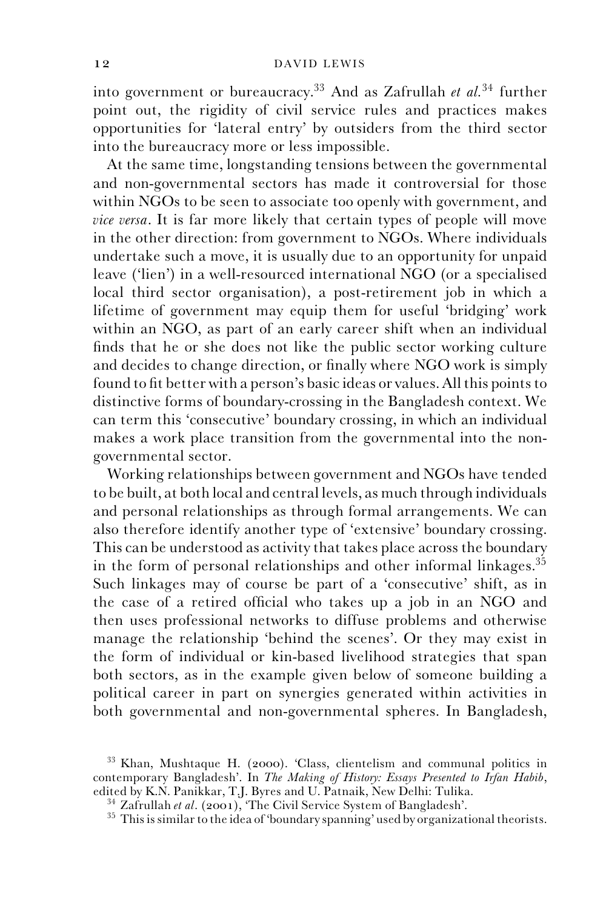into government or bureaucracy.[33] And as Zafrullah *et al.*[34] further point out, the rigidity of civil service rules and practices makes opportunities for 'lateral entry' by outsiders from the third sector into the bureaucracy more or less impossible.

At the same time, longstanding tensions between the governmental and non-governmental sectors has made it controversial for those within NGOs to be seen to associate too openly with government, and *vice versa*. It is far more likely that certain types of people will move in the other direction: from government to NGOs. Where individuals undertake such a move, it is usually due to an opportunity for unpaid leave ('lien') in a well-resourced international NGO (or a specialised local third sector organisation), a post-retirement job in which a lifetime of government may equip them for useful 'bridging' work within an NGO, as part of an early career shift when an individual finds that he or she does not like the public sector working culture and decides to change direction, or finally where NGO work is simply found to fit better with a person's basic ideas or values. All this points to distinctive forms of boundary-crossing in the Bangladesh context. We can term this 'consecutive' boundary crossing, in which an individual makes a work place transition from the governmental into the non-governmental sector.

Working relationships between government and NGOs have tended to be built, at both local and central levels, as much through individuals and personal relationships as through formal arrangements. We can also therefore identify another type of 'extensive' boundary crossing. This can be understood as activity that takes place across the boundary in the form of personal relationships and other informal linkages.[35] Such linkages may of course be part of a 'consecutive' shift, as in the case of a retired official who takes up a job in an NGO and then uses professional networks to diffuse problems and otherwise manage the relationship 'behind the scenes'. Or they may exist in the form of individual or kin-based livelihood strategies that span both sectors, as in the example given below of someone building a political career in part on synergies generated within activities in both governmental and non-governmental spheres. In Bangladesh,

[33] Khan, Mushtaque H. (2000). 'Class, clientelism and communal politics in contemporary Bangladesh'. In *The Making of History: Essays Presented to Irfan Habib*, edited by K.N. Panikkar, T.J. Byres and U. Patnaik, New Delhi: Tulika.

[34] Zafrullah *et al*. (2001), 'The Civil Service System of Bangladesh'.

[35] This is similar to the idea of 'boundary spanning' used by organizational theorists.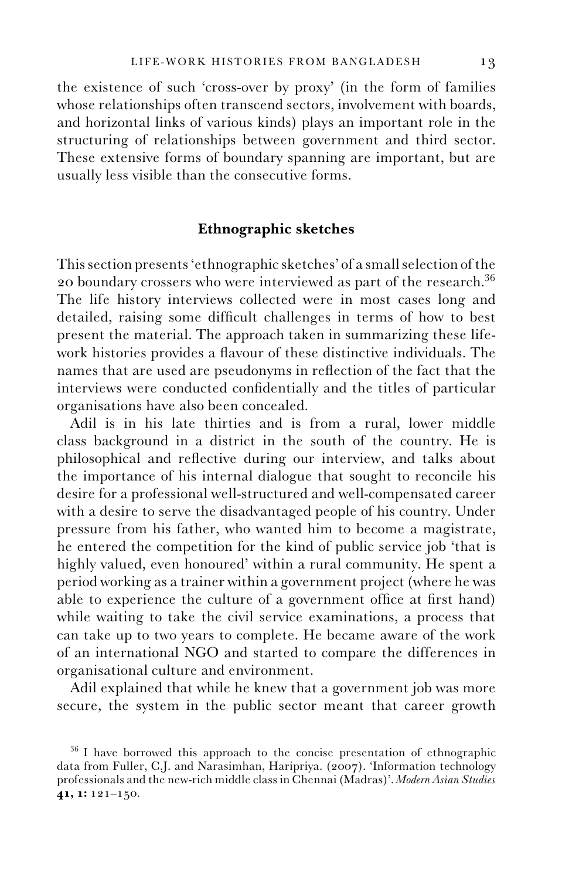the existence of such 'cross-over by proxy' (in the form of families whose relationships often transcend sectors, involvement with boards, and horizontal links of various kinds) plays an important role in the structuring of relationships between government and third sector. These extensive forms of boundary spanning are important, but are usually less visible than the consecutive forms.

## Ethnographic sketches

This section presents 'ethnographic sketches' of a small selection of the 20 boundary crossers who were interviewed as part of the research.[36] The life history interviews collected were in most cases long and detailed, raising some difficult challenges in terms of how to best present the material. The approach taken in summarizing these life-work histories provides a flavour of these distinctive individuals. The names that are used are pseudonyms in reflection of the fact that the interviews were conducted confidentially and the titles of particular organisations have also been concealed.

Adil is in his late thirties and is from a rural, lower middle class background in a district in the south of the country. He is philosophical and reflective during our interview, and talks about the importance of his internal dialogue that sought to reconcile his desire for a professional well-structured and well-compensated career with a desire to serve the disadvantaged people of his country. Under pressure from his father, who wanted him to become a magistrate, he entered the competition for the kind of public service job 'that is highly valued, even honoured' within a rural community. He spent a period working as a trainer within a government project (where he was able to experience the culture of a government office at first hand) while waiting to take the civil service examinations, a process that can take up to two years to complete. He became aware of the work of an international NGO and started to compare the differences in organisational culture and environment.

Adil explained that while he knew that a government job was more secure, the system in the public sector meant that career growth

[36] I have borrowed this approach to the concise presentation of ethnographic data from Fuller, C.J. and Narasimhan, Haripriya. (2007). 'Information technology professionals and the new-rich middle class in Chennai (Madras)'. *Modern Asian Studies* **41, 1:** 121–150.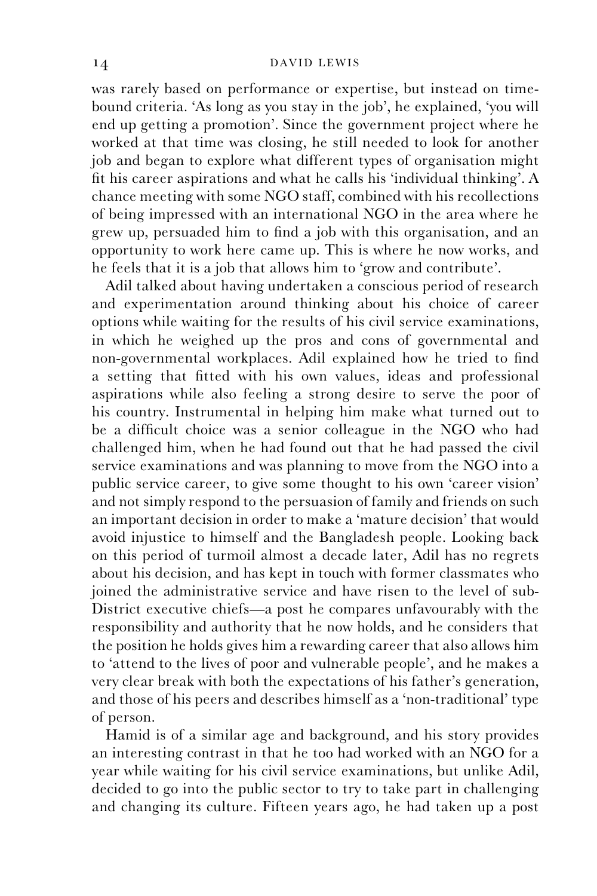was rarely based on performance or expertise, but instead on time-bound criteria. 'As long as you stay in the job', he explained, 'you will end up getting a promotion'. Since the government project where he worked at that time was closing, he still needed to look for another job and began to explore what different types of organisation might fit his career aspirations and what he calls his 'individual thinking'. A chance meeting with some NGO staff, combined with his recollections of being impressed with an international NGO in the area where he grew up, persuaded him to find a job with this organisation, and an opportunity to work here came up. This is where he now works, and he feels that it is a job that allows him to 'grow and contribute'.

Adil talked about having undertaken a conscious period of research and experimentation around thinking about his choice of career options while waiting for the results of his civil service examinations, in which he weighed up the pros and cons of governmental and non-governmental workplaces. Adil explained how he tried to find a setting that fitted with his own values, ideas and professional aspirations while also feeling a strong desire to serve the poor of his country. Instrumental in helping him make what turned out to be a difficult choice was a senior colleague in the NGO who had challenged him, when he had found out that he had passed the civil service examinations and was planning to move from the NGO into a public service career, to give some thought to his own 'career vision' and not simply respond to the persuasion of family and friends on such an important decision in order to make a 'mature decision' that would avoid injustice to himself and the Bangladesh people. Looking back on this period of turmoil almost a decade later, Adil has no regrets about his decision, and has kept in touch with former classmates who joined the administrative service and have risen to the level of sub-District executive chiefs—a post he compares unfavourably with the responsibility and authority that he now holds, and he considers that the position he holds gives him a rewarding career that also allows him to 'attend to the lives of poor and vulnerable people', and he makes a very clear break with both the expectations of his father's generation, and those of his peers and describes himself as a 'non-traditional' type of person.

Hamid is of a similar age and background, and his story provides an interesting contrast in that he too had worked with an NGO for a year while waiting for his civil service examinations, but unlike Adil, decided to go into the public sector to try to take part in challenging and changing its culture. Fifteen years ago, he had taken up a post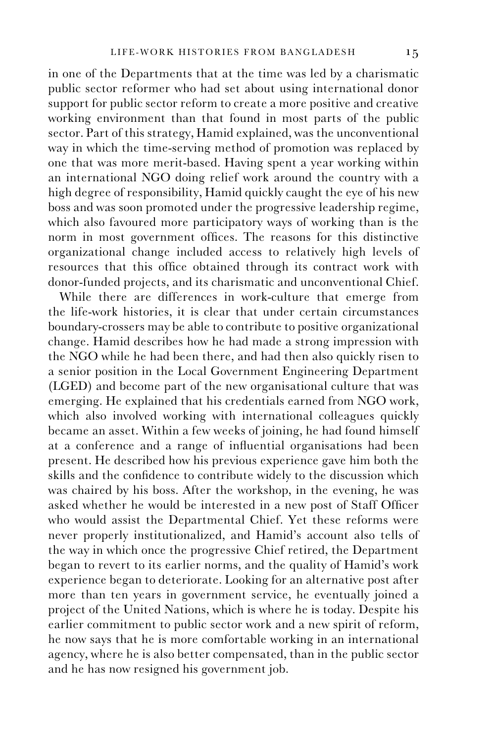in one of the Departments that at the time was led by a charismatic public sector reformer who had set about using international donor support for public sector reform to create a more positive and creative working environment than that found in most parts of the public sector. Part of this strategy, Hamid explained, was the unconventional way in which the time-serving method of promotion was replaced by one that was more merit-based. Having spent a year working within an international NGO doing relief work around the country with a high degree of responsibility, Hamid quickly caught the eye of his new boss and was soon promoted under the progressive leadership regime, which also favoured more participatory ways of working than is the norm in most government offices. The reasons for this distinctive organizational change included access to relatively high levels of resources that this office obtained through its contract work with donor-funded projects, and its charismatic and unconventional Chief.

While there are differences in work-culture that emerge from the life-work histories, it is clear that under certain circumstances boundary-crossers may be able to contribute to positive organizational change. Hamid describes how he had made a strong impression with the NGO while he had been there, and had then also quickly risen to a senior position in the Local Government Engineering Department (LGED) and become part of the new organisational culture that was emerging. He explained that his credentials earned from NGO work, which also involved working with international colleagues quickly became an asset. Within a few weeks of joining, he had found himself at a conference and a range of influential organisations had been present. He described how his previous experience gave him both the skills and the confidence to contribute widely to the discussion which was chaired by his boss. After the workshop, in the evening, he was asked whether he would be interested in a new post of Staff Officer who would assist the Departmental Chief. Yet these reforms were never properly institutionalized, and Hamid's account also tells of the way in which once the progressive Chief retired, the Department began to revert to its earlier norms, and the quality of Hamid's work experience began to deteriorate. Looking for an alternative post after more than ten years in government service, he eventually joined a project of the United Nations, which is where he is today. Despite his earlier commitment to public sector work and a new spirit of reform, he now says that he is more comfortable working in an international agency, where he is also better compensated, than in the public sector and he has now resigned his government job.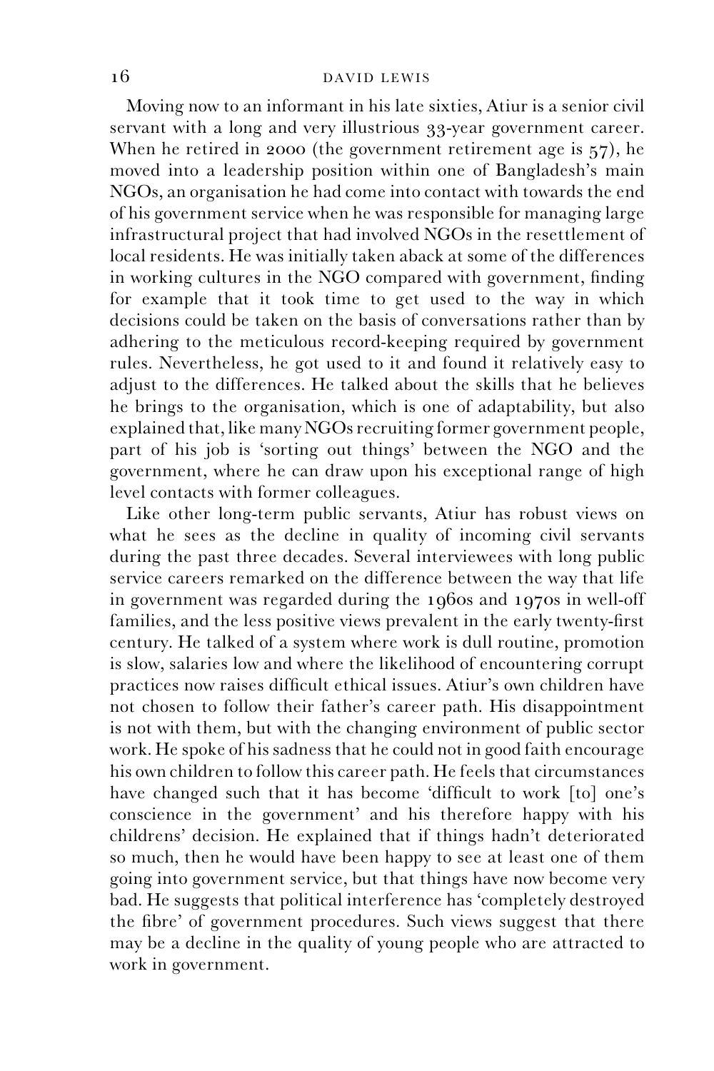Moving now to an informant in his late sixties, Atiur is a senior civil servant with a long and very illustrious 33-year government career. When he retired in 2000 (the government retirement age is 57), he moved into a leadership position within one of Bangladesh's main NGOs, an organisation he had come into contact with towards the end of his government service when he was responsible for managing large infrastructural project that had involved NGOs in the resettlement of local residents. He was initially taken aback at some of the differences in working cultures in the NGO compared with government, finding for example that it took time to get used to the way in which decisions could be taken on the basis of conversations rather than by adhering to the meticulous record-keeping required by government rules. Nevertheless, he got used to it and found it relatively easy to adjust to the differences. He talked about the skills that he believes he brings to the organisation, which is one of adaptability, but also explained that, like many NGOs recruiting former government people, part of his job is 'sorting out things' between the NGO and the government, where he can draw upon his exceptional range of high level contacts with former colleagues.

Like other long-term public servants, Atiur has robust views on what he sees as the decline in quality of incoming civil servants during the past three decades. Several interviewees with long public service careers remarked on the difference between the way that life in government was regarded during the 1960s and 1970s in well-off families, and the less positive views prevalent in the early twenty-first century. He talked of a system where work is dull routine, promotion is slow, salaries low and where the likelihood of encountering corrupt practices now raises difficult ethical issues. Atiur's own children have not chosen to follow their father's career path. His disappointment is not with them, but with the changing environment of public sector work. He spoke of his sadness that he could not in good faith encourage his own children to follow this career path. He feels that circumstances have changed such that it has become 'difficult to work [to] one's conscience in the government' and his therefore happy with his childrens' decision. He explained that if things hadn't deteriorated so much, then he would have been happy to see at least one of them going into government service, but that things have now become very bad. He suggests that political interference has 'completely destroyed the fibre' of government procedures. Such views suggest that there may be a decline in the quality of young people who are attracted to work in government.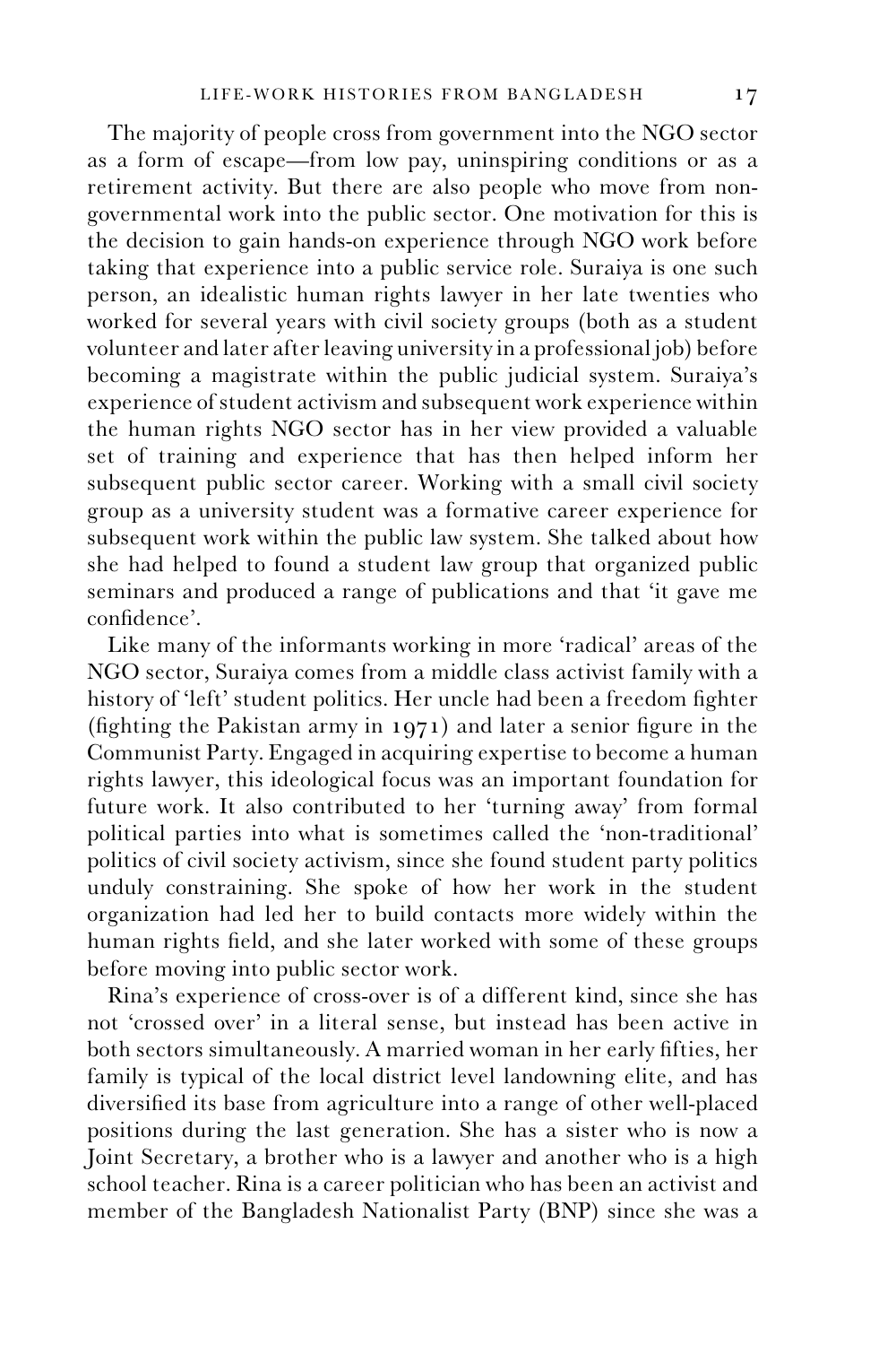The majority of people cross from government into the NGO sector as a form of escape—from low pay, uninspiring conditions or as a retirement activity. But there are also people who move from non-governmental work into the public sector. One motivation for this is the decision to gain hands-on experience through NGO work before taking that experience into a public service role. Suraiya is one such person, an idealistic human rights lawyer in her late twenties who worked for several years with civil society groups (both as a student volunteer and later after leaving university in a professional job) before becoming a magistrate within the public judicial system. Suraiya's experience of student activism and subsequent work experience within the human rights NGO sector has in her view provided a valuable set of training and experience that has then helped inform her subsequent public sector career. Working with a small civil society group as a university student was a formative career experience for subsequent work within the public law system. She talked about how she had helped to found a student law group that organized public seminars and produced a range of publications and that 'it gave me confidence'.

Like many of the informants working in more 'radical' areas of the NGO sector, Suraiya comes from a middle class activist family with a history of 'left' student politics. Her uncle had been a freedom fighter (fighting the Pakistan army in 1971) and later a senior figure in the Communist Party. Engaged in acquiring expertise to become a human rights lawyer, this ideological focus was an important foundation for future work. It also contributed to her 'turning away' from formal political parties into what is sometimes called the 'non-traditional' politics of civil society activism, since she found student party politics unduly constraining. She spoke of how her work in the student organization had led her to build contacts more widely within the human rights field, and she later worked with some of these groups before moving into public sector work.

Rina's experience of cross-over is of a different kind, since she has not 'crossed over' in a literal sense, but instead has been active in both sectors simultaneously. A married woman in her early fifties, her family is typical of the local district level landowning elite, and has diversified its base from agriculture into a range of other well-placed positions during the last generation. She has a sister who is now a Joint Secretary, a brother who is a lawyer and another who is a high school teacher. Rina is a career politician who has been an activist and member of the Bangladesh Nationalist Party (BNP) since she was a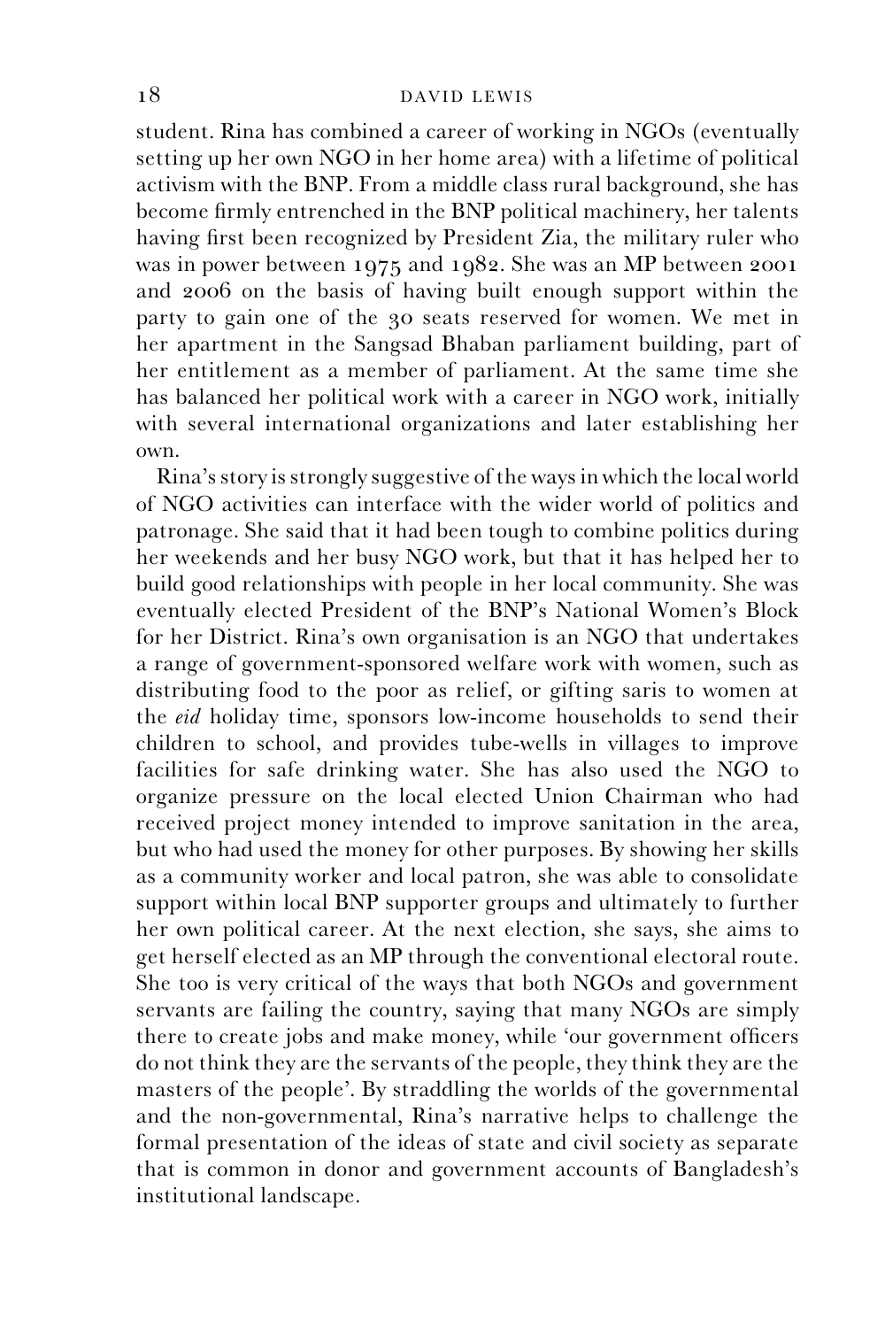student. Rina has combined a career of working in NGOs (eventually setting up her own NGO in her home area) with a lifetime of political activism with the BNP. From a middle class rural background, she has become firmly entrenched in the BNP political machinery, her talents having first been recognized by President Zia, the military ruler who was in power between 1975 and 1982. She was an MP between 2001 and 2006 on the basis of having built enough support within the party to gain one of the 30 seats reserved for women. We met in her apartment in the Sangsad Bhaban parliament building, part of her entitlement as a member of parliament. At the same time she has balanced her political work with a career in NGO work, initially with several international organizations and later establishing her own.

Rina's story is strongly suggestive of the ways in which the local world of NGO activities can interface with the wider world of politics and patronage. She said that it had been tough to combine politics during her weekends and her busy NGO work, but that it has helped her to build good relationships with people in her local community. She was eventually elected President of the BNP's National Women's Block for her District. Rina's own organisation is an NGO that undertakes a range of government-sponsored welfare work with women, such as distributing food to the poor as relief, or gifting saris to women at the *eid* holiday time, sponsors low-income households to send their children to school, and provides tube-wells in villages to improve facilities for safe drinking water. She has also used the NGO to organize pressure on the local elected Union Chairman who had received project money intended to improve sanitation in the area, but who had used the money for other purposes. By showing her skills as a community worker and local patron, she was able to consolidate support within local BNP supporter groups and ultimately to further her own political career. At the next election, she says, she aims to get herself elected as an MP through the conventional electoral route. She too is very critical of the ways that both NGOs and government servants are failing the country, saying that many NGOs are simply there to create jobs and make money, while 'our government officers do not think they are the servants of the people, they think they are the masters of the people'. By straddling the worlds of the governmental and the non-governmental, Rina's narrative helps to challenge the formal presentation of the ideas of state and civil society as separate that is common in donor and government accounts of Bangladesh's institutional landscape.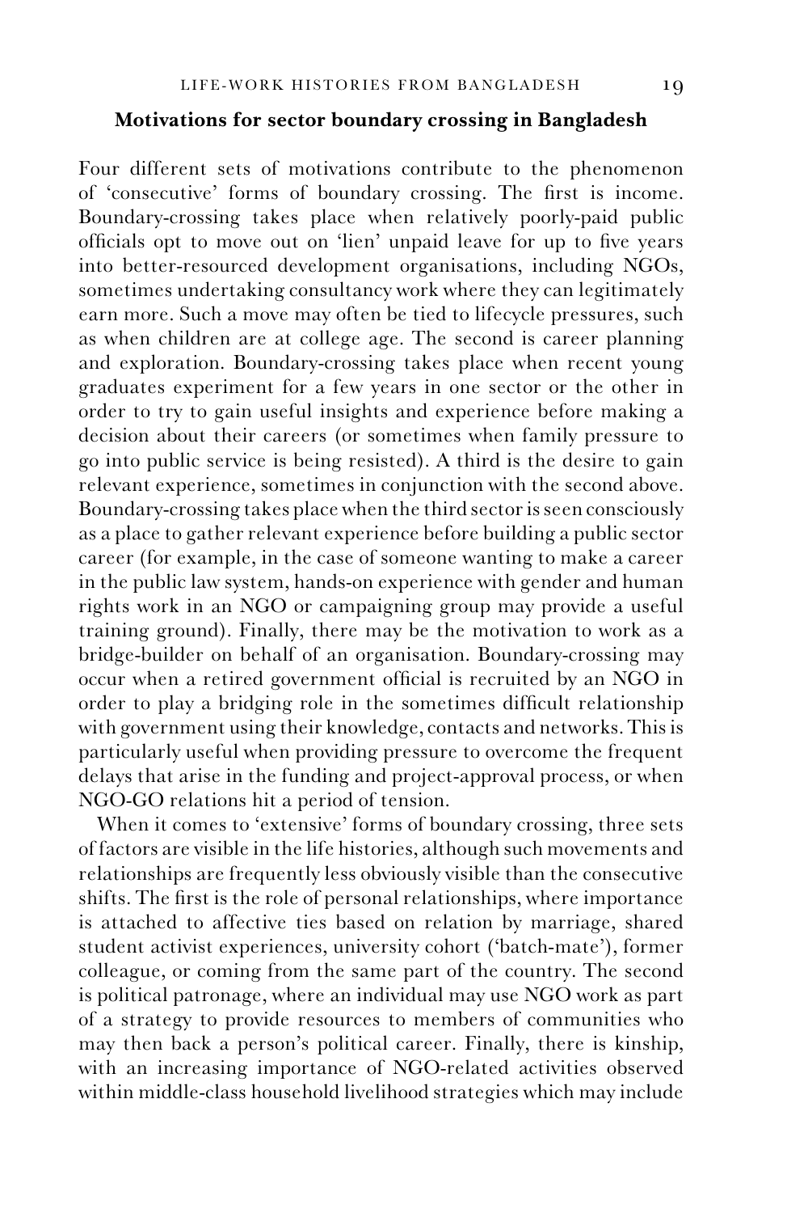### Motivations for sector boundary crossing in Bangladesh

Four different sets of motivations contribute to the phenomenon of 'consecutive' forms of boundary crossing. The first is income. Boundary-crossing takes place when relatively poorly-paid public officials opt to move out on 'lien' unpaid leave for up to five years into better-resourced development organisations, including NGOs, sometimes undertaking consultancy work where they can legitimately earn more. Such a move may often be tied to lifecycle pressures, such as when children are at college age. The second is career planning and exploration. Boundary-crossing takes place when recent young graduates experiment for a few years in one sector or the other in order to try to gain useful insights and experience before making a decision about their careers (or sometimes when family pressure to go into public service is being resisted). A third is the desire to gain relevant experience, sometimes in conjunction with the second above. Boundary-crossing takes place when the third sector is seen consciously as a place to gather relevant experience before building a public sector career (for example, in the case of someone wanting to make a career in the public law system, hands-on experience with gender and human rights work in an NGO or campaigning group may provide a useful training ground). Finally, there may be the motivation to work as a bridge-builder on behalf of an organisation. Boundary-crossing may occur when a retired government official is recruited by an NGO in order to play a bridging role in the sometimes difficult relationship with government using their knowledge, contacts and networks. This is particularly useful when providing pressure to overcome the frequent delays that arise in the funding and project-approval process, or when NGO-GO relations hit a period of tension.

When it comes to 'extensive' forms of boundary crossing, three sets of factors are visible in the life histories, although such movements and relationships are frequently less obviously visible than the consecutive shifts. The first is the role of personal relationships, where importance is attached to affective ties based on relation by marriage, shared student activist experiences, university cohort ('batch-mate'), former colleague, or coming from the same part of the country. The second is political patronage, where an individual may use NGO work as part of a strategy to provide resources to members of communities who may then back a person's political career. Finally, there is kinship, with an increasing importance of NGO-related activities observed within middle-class household livelihood strategies which may include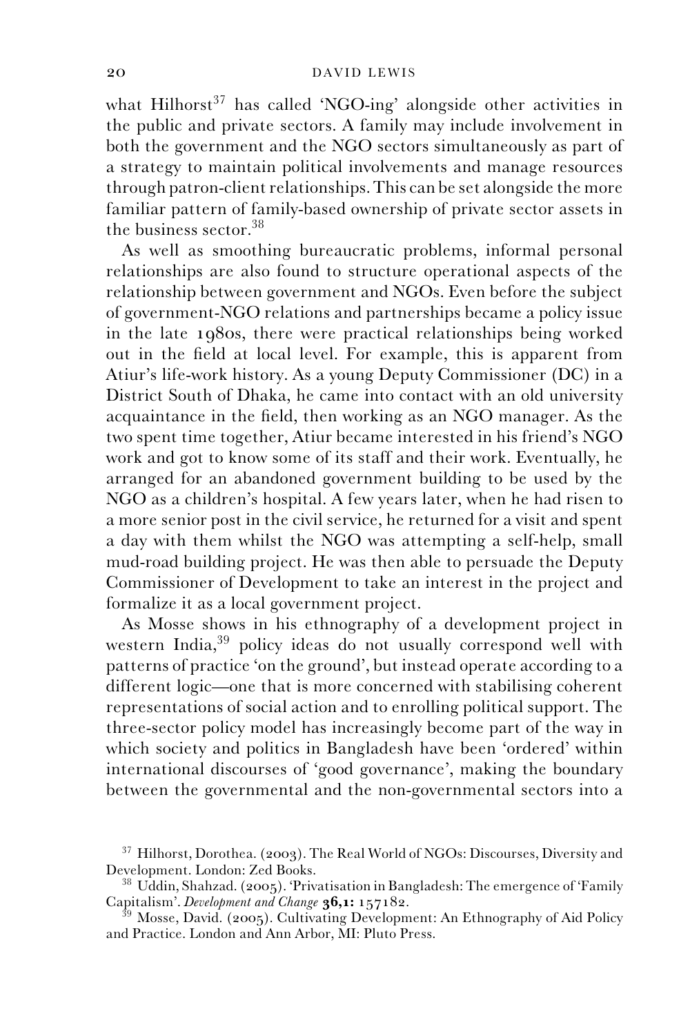what Hilhorst[37] has called 'NGO-ing' alongside other activities in the public and private sectors. A family may include involvement in both the government and the NGO sectors simultaneously as part of a strategy to maintain political involvements and manage resources through patron-client relationships. This can be set alongside the more familiar pattern of family-based ownership of private sector assets in the business sector.[38]

As well as smoothing bureaucratic problems, informal personal relationships are also found to structure operational aspects of the relationship between government and NGOs. Even before the subject of government-NGO relations and partnerships became a policy issue in the late 1980s, there were practical relationships being worked out in the field at local level. For example, this is apparent from Atiur's life-work history. As a young Deputy Commissioner (DC) in a District South of Dhaka, he came into contact with an old university acquaintance in the field, then working as an NGO manager. As the two spent time together, Atiur became interested in his friend's NGO work and got to know some of its staff and their work. Eventually, he arranged for an abandoned government building to be used by the NGO as a children's hospital. A few years later, when he had risen to a more senior post in the civil service, he returned for a visit and spent a day with them whilst the NGO was attempting a self-help, small mud-road building project. He was then able to persuade the Deputy Commissioner of Development to take an interest in the project and formalize it as a local government project.

As Mosse shows in his ethnography of a development project in western India,[39] policy ideas do not usually correspond well with patterns of practice 'on the ground', but instead operate according to a different logic—one that is more concerned with stabilising coherent representations of social action and to enrolling political support. The three-sector policy model has increasingly become part of the way in which society and politics in Bangladesh have been 'ordered' within international discourses of 'good governance', making the boundary between the governmental and the non-governmental sectors into a

[37] Hilhorst, Dorothea. (2003). The Real World of NGOs: Discourses, Diversity and Development. London: Zed Books.

[38] Uddin, Shahzad. (2005). 'Privatisation in Bangladesh: The emergence of 'Family Capitalism'. *Development and Change* **36,1:** 157182.

[39] Mosse, David. (2005). Cultivating Development: An Ethnography of Aid Policy and Practice. London and Ann Arbor, MI: Pluto Press.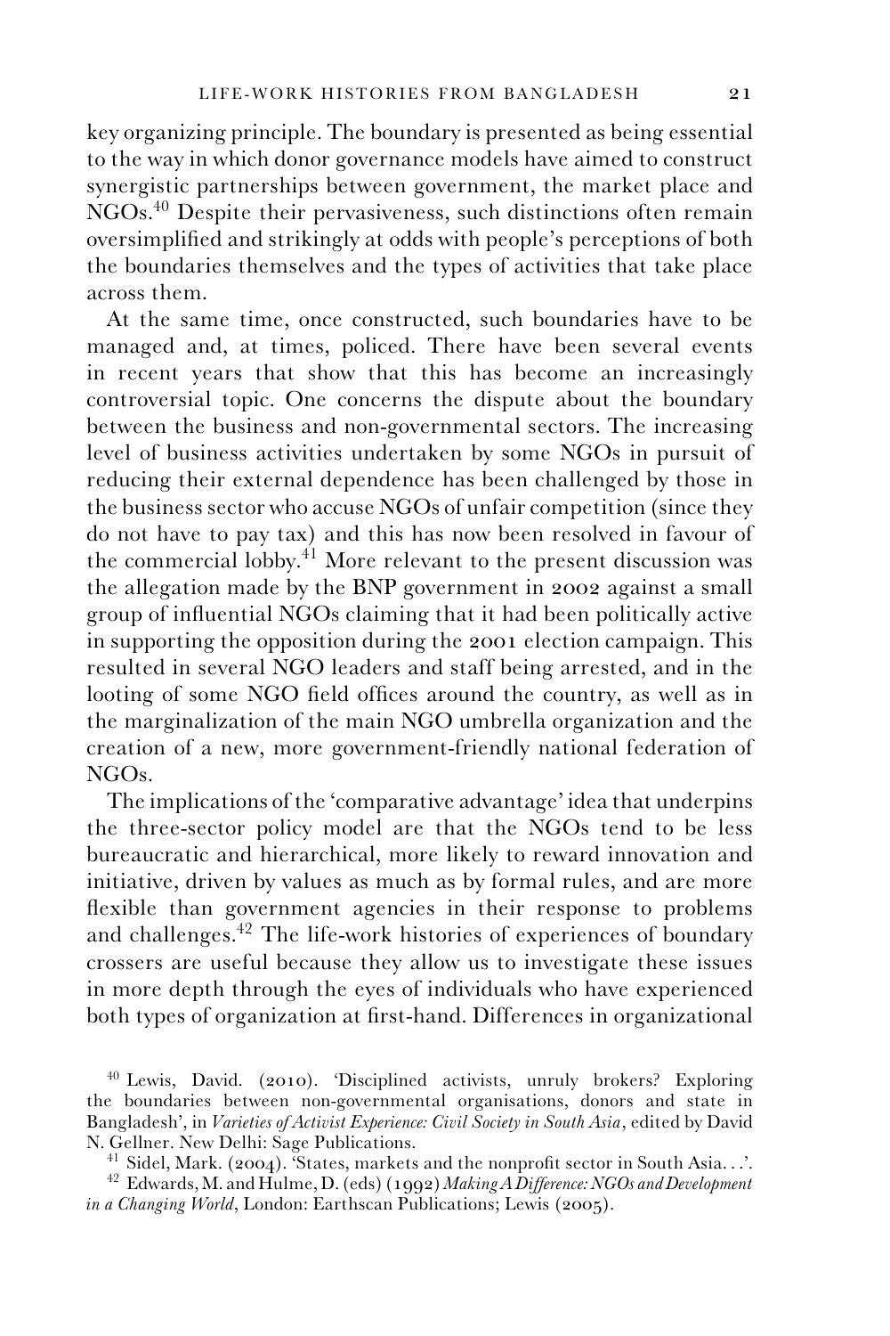key organizing principle. The boundary is presented as being essential to the way in which donor governance models have aimed to construct synergistic partnerships between government, the market place and NGOs.[40] Despite their pervasiveness, such distinctions often remain oversimplified and strikingly at odds with people's perceptions of both the boundaries themselves and the types of activities that take place across them.

At the same time, once constructed, such boundaries have to be managed and, at times, policed. There have been several events in recent years that show that this has become an increasingly controversial topic. One concerns the dispute about the boundary between the business and non-governmental sectors. The increasing level of business activities undertaken by some NGOs in pursuit of reducing their external dependence has been challenged by those in the business sector who accuse NGOs of unfair competition (since they do not have to pay tax) and this has now been resolved in favour of the commercial lobby.[41] More relevant to the present discussion was the allegation made by the BNP government in 2002 against a small group of influential NGOs claiming that it had been politically active in supporting the opposition during the 2001 election campaign. This resulted in several NGO leaders and staff being arrested, and in the looting of some NGO field offices around the country, as well as in the marginalization of the main NGO umbrella organization and the creation of a new, more government-friendly national federation of NGOs.

The implications of the 'comparative advantage' idea that underpins the three-sector policy model are that the NGOs tend to be less bureaucratic and hierarchical, more likely to reward innovation and initiative, driven by values as much as by formal rules, and are more flexible than government agencies in their response to problems and challenges.[42] The life-work histories of experiences of boundary crossers are useful because they allow us to investigate these issues in more depth through the eyes of individuals who have experienced both types of organization at first-hand. Differences in organizational

[40] Lewis, David. (2010). 'Disciplined activists, unruly brokers? Exploring the boundaries between non-governmental organisations, donors and state in Bangladesh', in *Varieties of Activist Experience: Civil Society in South Asia*, edited by David N. Gellner. New Delhi: Sage Publications.

[41] Sidel, Mark. (2004). 'States, markets and the nonprofit sector in South Asia. . .'.

[42] Edwards, M. and Hulme, D. (eds) (1992) *Making A Difference: NGOs and Development in a Changing World*, London: Earthscan Publications; Lewis (2005).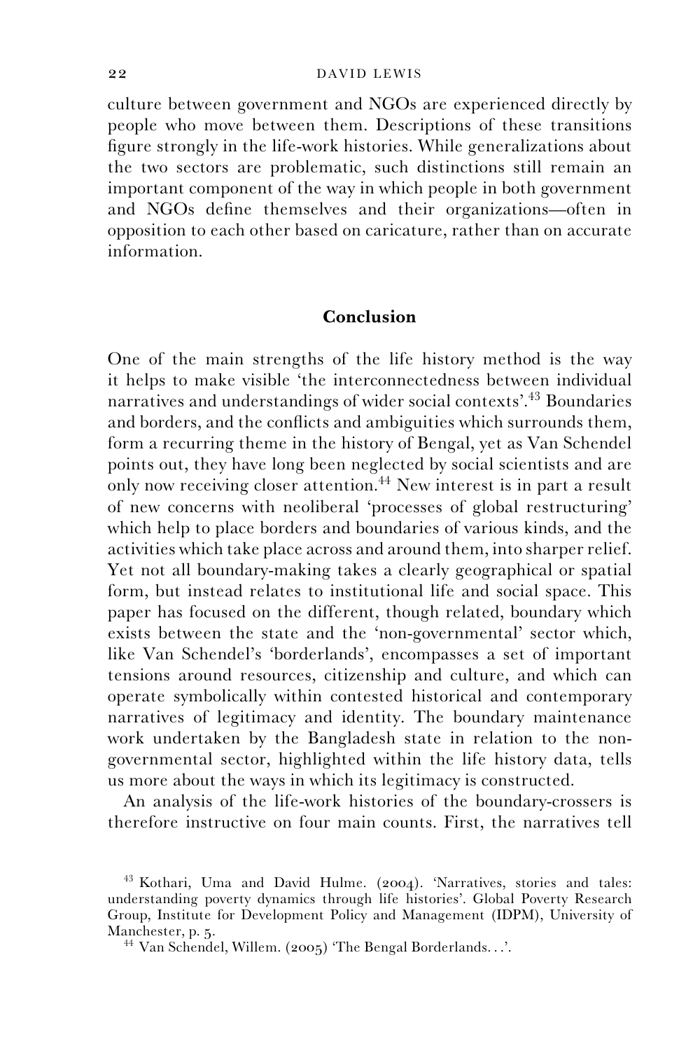culture between government and NGOs are experienced directly by people who move between them. Descriptions of these transitions figure strongly in the life-work histories. While generalizations about the two sectors are problematic, such distinctions still remain an important component of the way in which people in both government and NGOs define themselves and their organizations—often in opposition to each other based on caricature, rather than on accurate information.

## Conclusion

One of the main strengths of the life history method is the way it helps to make visible 'the interconnectedness between individual narratives and understandings of wider social contexts'.[43] Boundaries and borders, and the conflicts and ambiguities which surrounds them, form a recurring theme in the history of Bengal, yet as Van Schendel points out, they have long been neglected by social scientists and are only now receiving closer attention.[44] New interest is in part a result of new concerns with neoliberal 'processes of global restructuring' which help to place borders and boundaries of various kinds, and the activities which take place across and around them, into sharper relief. Yet not all boundary-making takes a clearly geographical or spatial form, but instead relates to institutional life and social space. This paper has focused on the different, though related, boundary which exists between the state and the 'non-governmental' sector which, like Van Schendel's 'borderlands', encompasses a set of important tensions around resources, citizenship and culture, and which can operate symbolically within contested historical and contemporary narratives of legitimacy and identity. The boundary maintenance work undertaken by the Bangladesh state in relation to the non-governmental sector, highlighted within the life history data, tells us more about the ways in which its legitimacy is constructed.

An analysis of the life-work histories of the boundary-crossers is therefore instructive on four main counts. First, the narratives tell

[43] Kothari, Uma and David Hulme. (2004). 'Narratives, stories and tales: understanding poverty dynamics through life histories'. Global Poverty Research Group, Institute for Development Policy and Management (IDPM), University of Manchester, p. 5.

[44] Van Schendel, Willem. (2005) 'The Bengal Borderlands. . .'.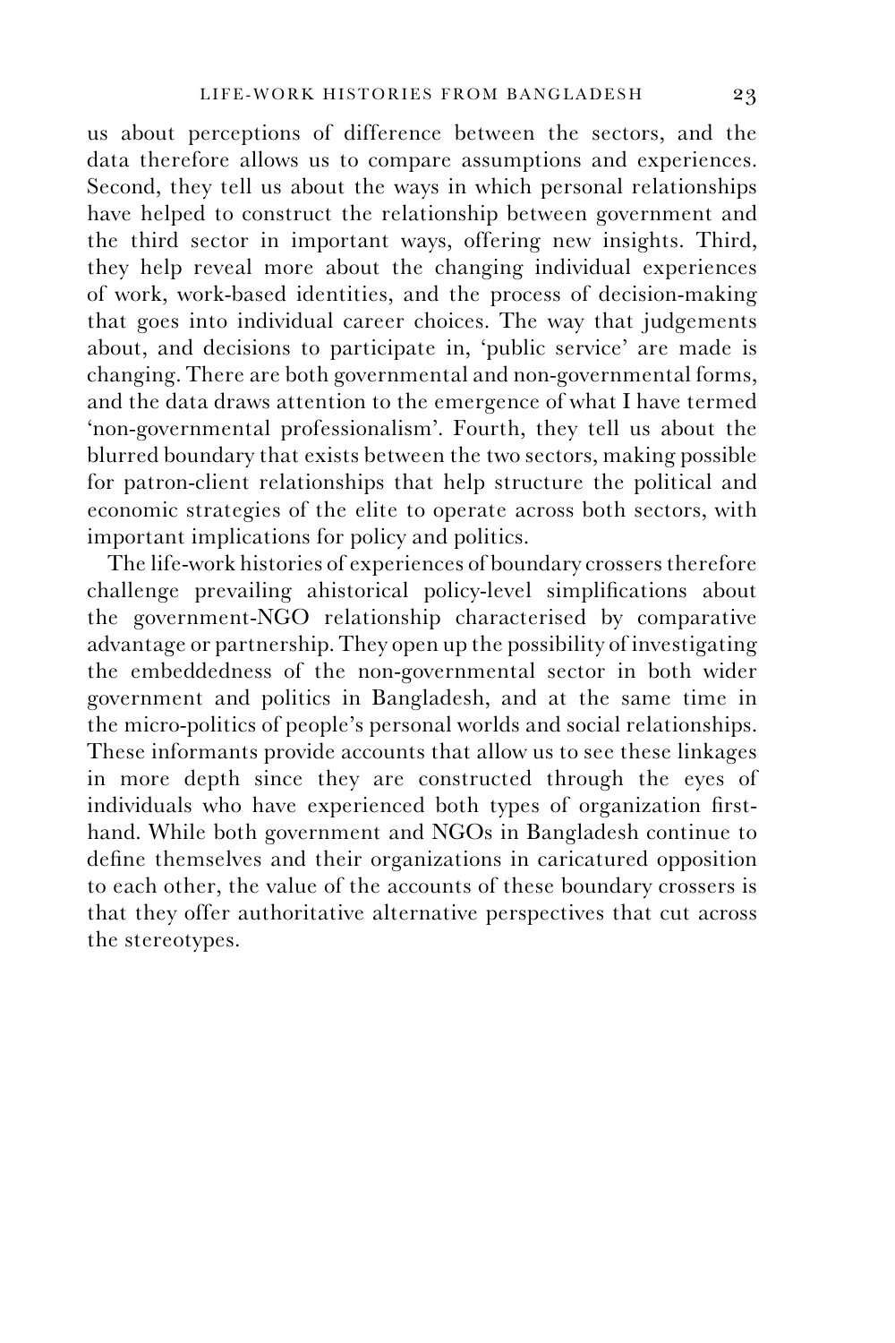us about perceptions of difference between the sectors, and the data therefore allows us to compare assumptions and experiences. Second, they tell us about the ways in which personal relationships have helped to construct the relationship between government and the third sector in important ways, offering new insights. Third, they help reveal more about the changing individual experiences of work, work-based identities, and the process of decision-making that goes into individual career choices. The way that judgements about, and decisions to participate in, 'public service' are made is changing. There are both governmental and non-governmental forms, and the data draws attention to the emergence of what I have termed 'non-governmental professionalism'. Fourth, they tell us about the blurred boundary that exists between the two sectors, making possible for patron-client relationships that help structure the political and economic strategies of the elite to operate across both sectors, with important implications for policy and politics.

The life-work histories of experiences of boundary crossers therefore challenge prevailing ahistorical policy-level simplifications about the government-NGO relationship characterised by comparative advantage or partnership. They open up the possibility of investigating the embeddedness of the non-governmental sector in both wider government and politics in Bangladesh, and at the same time in the micro-politics of people's personal worlds and social relationships. These informants provide accounts that allow us to see these linkages in more depth since they are constructed through the eyes of individuals who have experienced both types of organization first-hand. While both government and NGOs in Bangladesh continue to define themselves and their organizations in caricatured opposition to each other, the value of the accounts of these boundary crossers is that they offer authoritative alternative perspectives that cut across the stereotypes.